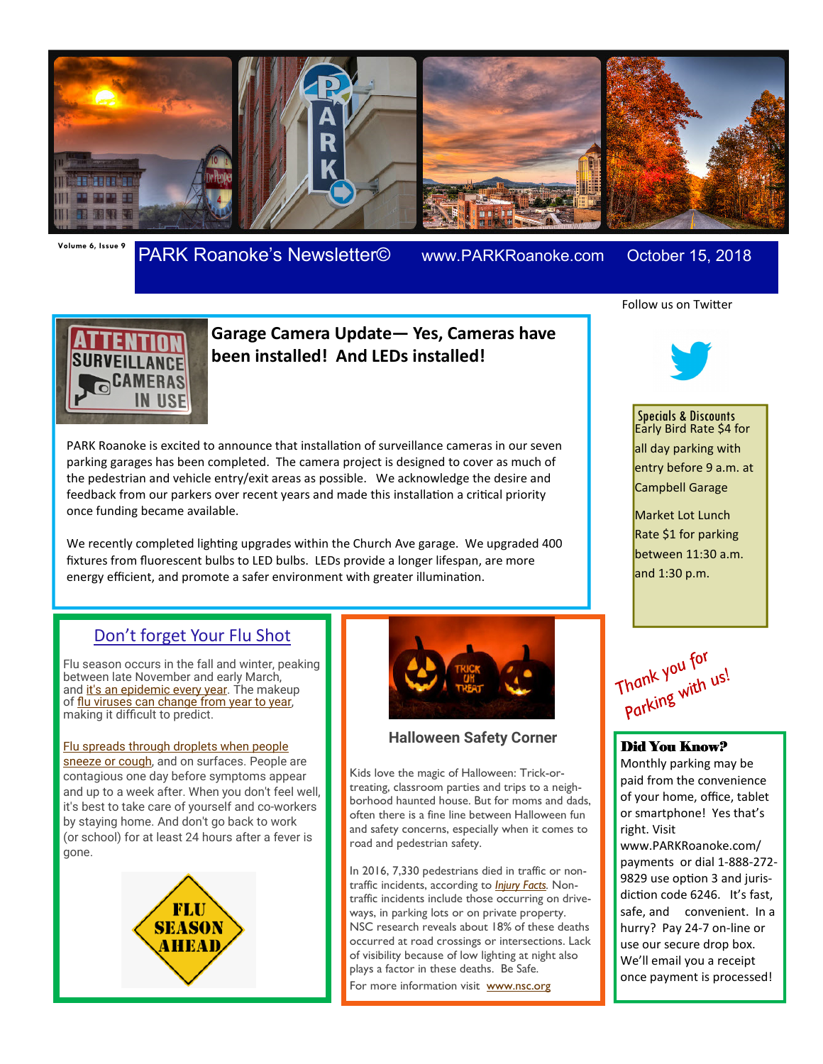Volume 6, Issue 9

# PARK Roanoke's Newsletter©

www.PARKRoanoke.com

October 15, 2018

## Garage Camera Update— Yes, Cameras have been installed! And LEDs installed!

PARK Roanoke is excited to announce that installation of surveillance cameras in our seven parking garages has been completed. The camera project is designed to cover as much of the pedestrian and vehicle entry/exit areas as possible. We acknowledge the desire and feedback from our parkers over recent years and made this installation a critical priority once funding became available.

We recently completed lighting upgrades within the Church Ave garage. We upgraded 400 fixtures from fluorescent bulbs to LED bulbs. LEDs provide a longer lifespan, are more energy efficient, and promote a safer environment with greater illumination.

## Don't forget Your Flu Shot

Flu season occurs in the fall and winter, peaking between late November and early March, and it's an epidemic every year. The makeup of flu viruses can change from year to year, making it difficult to predict.

Flu spreads through droplets when people sneeze or cough, and on surfaces. People are contagious one day before symptoms appear and up to a week after. When you don't feel well, it's best to take care of yourself and co-workers by staying home. And don't go back to work (or school) for at least 24 hours after a fever is gone.

## Halloween Safety Corner

Kids love the magic of Halloween: Trick-or-treating, classroom parties and trips to a neighborhood haunted house. But for moms and dads, often there is a fine line between Halloween fun and safety concerns, especially when it comes to road and pedestrian safety.

In 2016, 7,330 pedestrians died in traffic or non-traffic incidents, according to *Injury Facts*. Non-traffic incidents include those occurring on driveways, in parking lots or on private property. NSC research reveals about 18% of these deaths occurred at road crossings or intersections. Lack of visibility because of low lighting at night also plays a factor in these deaths. Be Safe.

For more information visit www.nsc.org

Follow us on Twitter

### Specials & Discounts

Early Bird Rate $4 for all day parking with entry before 9 a.m. at Campbell Garage

Market Lot Lunch Rate $1 for parking between 11:30 a.m. and 1:30 p.m.

Thank you for Parking with us!

### Did You Know?

Monthly parking may be paid from the convenience of your home, office, tablet or smartphone! Yes that's right. Visit www.PARKRoanoke.com/payments or dial 1-888-272-9829 use option 3 and jurisdiction code 6246. It's fast, safe, and convenient. In a hurry? Pay 24-7 on-line or use our secure drop box. We'll email you a receipt once payment is processed!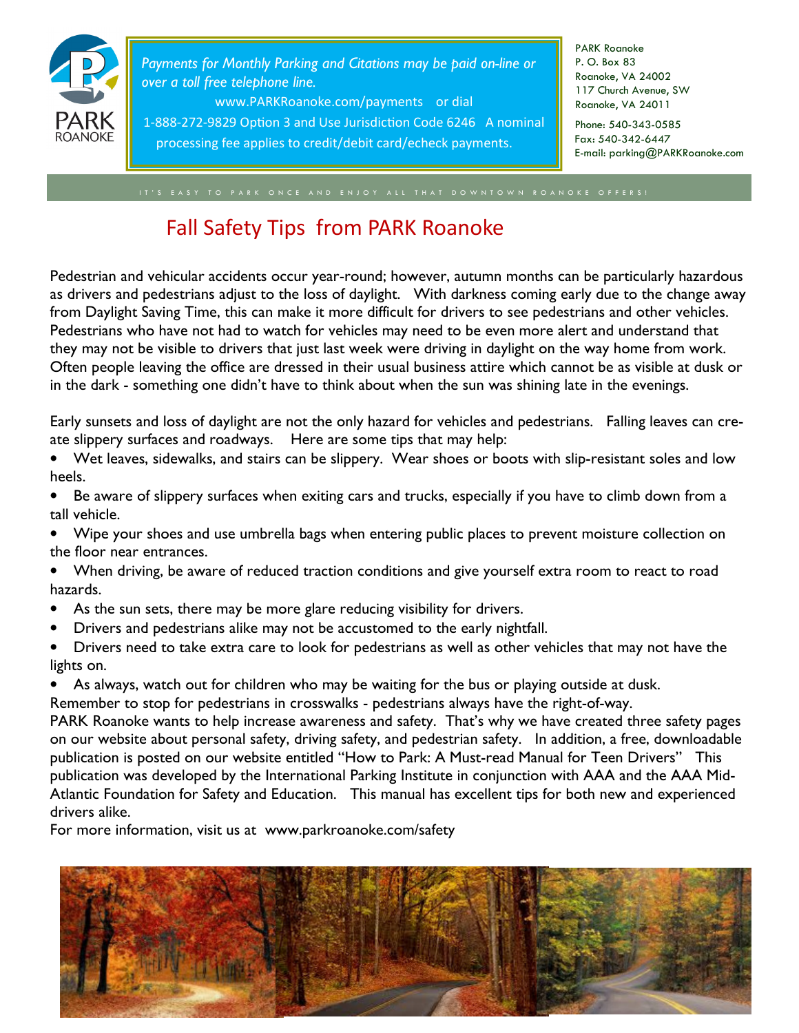PARK ROANOKE

*Payments for Monthly Parking and Citations may be paid on-line or over a toll free telephone line.*
www.PARKRoanoke.com/payments or dial 1-888-272-9829 Option 3 and Use Jurisdiction Code 6246 A nominal processing fee applies to credit/debit card/echeck payments.

PARK Roanoke
P. O. Box 83
Roanoke, VA 24002
117 Church Avenue, SW
Roanoke, VA 24011

Phone: 540-343-0585
Fax: 540-342-6447
E-mail: parking@PARKRoanoke.com

IT'S EASY TO PARK ONCE AND ENJOY ALL THAT DOWNTOWN ROANOKE OFFERS!

# Fall Safety Tips from PARK Roanoke

Pedestrian and vehicular accidents occur year-round; however, autumn months can be particularly hazardous as drivers and pedestrians adjust to the loss of daylight. With darkness coming early due to the change away from Daylight Saving Time, this can make it more difficult for drivers to see pedestrians and other vehicles. Pedestrians who have not had to watch for vehicles may need to be even more alert and understand that they may not be visible to drivers that just last week were driving in daylight on the way home from work. Often people leaving the office are dressed in their usual business attire which cannot be as visible at dusk or in the dark - something one didn't have to think about when the sun was shining late in the evenings.

Early sunsets and loss of daylight are not the only hazard for vehicles and pedestrians. Falling leaves can create slippery surfaces and roadways. Here are some tips that may help:

- Wet leaves, sidewalks, and stairs can be slippery. Wear shoes or boots with slip-resistant soles and low heels.
- Be aware of slippery surfaces when exiting cars and trucks, especially if you have to climb down from a tall vehicle.
- Wipe your shoes and use umbrella bags when entering public places to prevent moisture collection on the floor near entrances.
- When driving, be aware of reduced traction conditions and give yourself extra room to react to road hazards.
- As the sun sets, there may be more glare reducing visibility for drivers.
- Drivers and pedestrians alike may not be accustomed to the early nightfall.
- Drivers need to take extra care to look for pedestrians as well as other vehicles that may not have the lights on.
- As always, watch out for children who may be waiting for the bus or playing outside at dusk.

Remember to stop for pedestrians in crosswalks - pedestrians always have the right-of-way.

PARK Roanoke wants to help increase awareness and safety. That's why we have created three safety pages on our website about personal safety, driving safety, and pedestrian safety. In addition, a free, downloadable publication is posted on our website entitled "How to Park: A Must-read Manual for Teen Drivers" This publication was developed by the International Parking Institute in conjunction with AAA and the AAA Mid-Atlantic Foundation for Safety and Education. This manual has excellent tips for both new and experienced drivers alike.

For more information, visit us at www.parkroanoke.com/safety